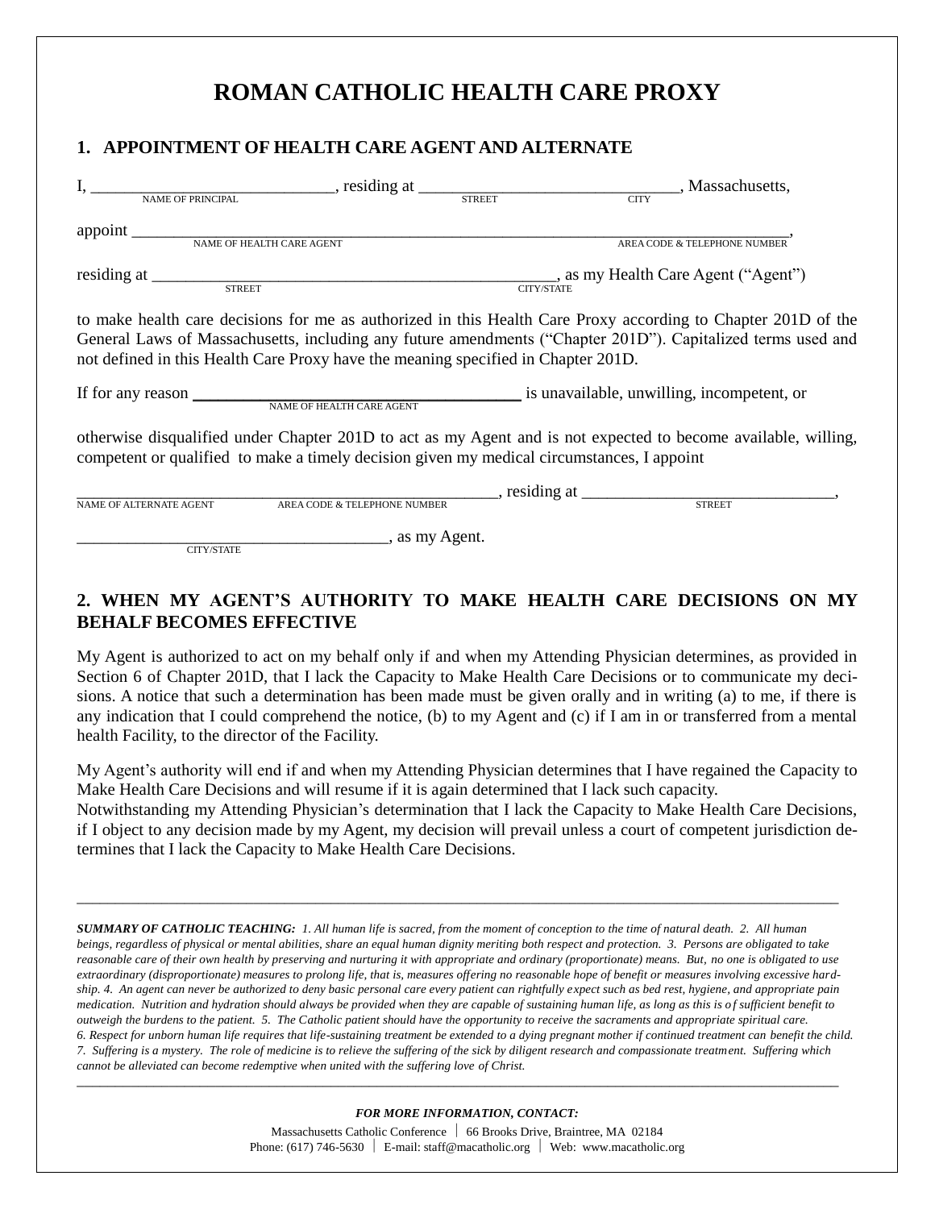# ROMAN CATHOLIC HEALTH CARE PROXY

## 1. APPOINTMENT OF HEALTH CARE AGENT AND ALTERNATE

I, ____________________________, residing at ________________________________, Massachusetts,
NAME OF PRINCIPAL STREET CITY

appoint ________________________________________________________________________________,
NAME OF HEALTH CARE AGENT AREA CODE & TELEPHONE NUMBER

residing at __________________________________________________, as my Health Care Agent ("Agent")
STREET CITY/STATE

to make health care decisions for me as authorized in this Health Care Proxy according to Chapter 201D of the General Laws of Massachusetts, including any future amendments ("Chapter 201D"). Capitalized terms used and not defined in this Health Care Proxy have the meaning specified in Chapter 201D.

If for any reason ______________________________________ is unavailable, unwilling, incompetent, or
NAME OF HEALTH CARE AGENT

otherwise disqualified under Chapter 201D to act as my Agent and is not expected to become available, willing, competent or qualified to make a timely decision given my medical circumstances, I appoint

________________________________________________________, residing at ________________________________,
NAME OF ALTERNATE AGENT AREA CODE & TELEPHONE NUMBER STREET

______________________________________, as my Agent.
CITY/STATE

## 2. WHEN MY AGENT'S AUTHORITY TO MAKE HEALTH CARE DECISIONS ON MY BEHALF BECOMES EFFECTIVE

My Agent is authorized to act on my behalf only if and when my Attending Physician determines, as provided in Section 6 of Chapter 201D, that I lack the Capacity to Make Health Care Decisions or to communicate my decisions. A notice that such a determination has been made must be given orally and in writing (a) to me, if there is any indication that I could comprehend the notice, (b) to my Agent and (c) if I am in or transferred from a mental health Facility, to the director of the Facility.

My Agent's authority will end if and when my Attending Physician determines that I have regained the Capacity to Make Health Care Decisions and will resume if it is again determined that I lack such capacity.
Notwithstanding my Attending Physician's determination that I lack the Capacity to Make Health Care Decisions, if I object to any decision made by my Agent, my decision will prevail unless a court of competent jurisdiction determines that I lack the Capacity to Make Health Care Decisions.

---

***SUMMARY OF CATHOLIC TEACHING:*** *1. All human life is sacred, from the moment of conception to the time of natural death. 2. All human beings, regardless of physical or mental abilities, share an equal human dignity meriting both respect and protection. 3. Persons are obligated to take reasonable care of their own health by preserving and nurturing it with appropriate and ordinary (proportionate) means. But, no one is obligated to use extraordinary (disproportionate) measures to prolong life, that is, measures offering no reasonable hope of benefit or measures involving excessive hardship. 4. An agent can never be authorized to deny basic personal care every patient can rightfully expect such as bed rest, hygiene, and appropriate pain medication. Nutrition and hydration should always be provided when they are capable of sustaining human life, as long as this is of sufficient benefit to outweigh the burdens to the patient. 5. The Catholic patient should have the opportunity to receive the sacraments and appropriate spiritual care. 6. Respect for unborn human life requires that life-sustaining treatment be extended to a dying pregnant mother if continued treatment can benefit the child. 7. Suffering is a mystery. The role of medicine is to relieve the suffering of the sick by diligent research and compassionate treatment. Suffering which cannot be alleviated can become redemptive when united with the suffering love of Christ.*

---

***FOR MORE INFORMATION, CONTACT:***

Massachusetts Catholic Conference | 66 Brooks Drive, Braintree, MA 02184
Phone: (617) 746-5630 | E-mail: staff@macatholic.org | Web: www.macatholic.org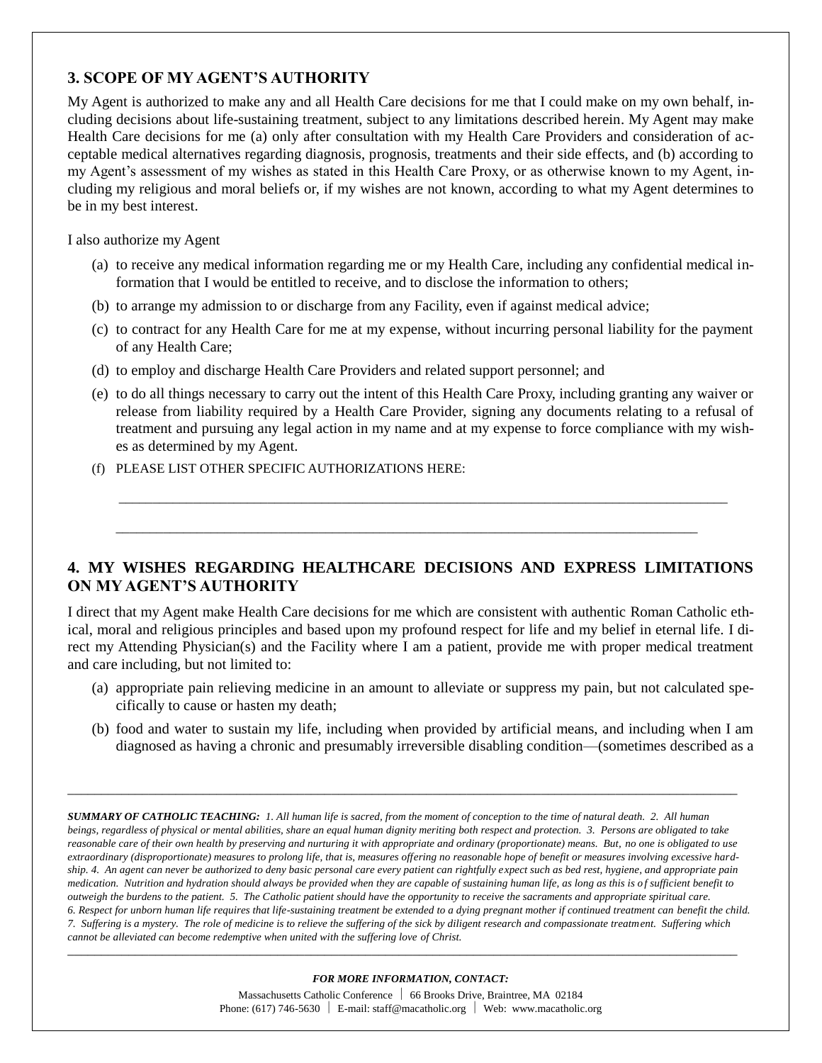## 3. SCOPE OF MY AGENT'S AUTHORITY

My Agent is authorized to make any and all Health Care decisions for me that I could make on my own behalf, including decisions about life-sustaining treatment, subject to any limitations described herein. My Agent may make Health Care decisions for me (a) only after consultation with my Health Care Providers and consideration of acceptable medical alternatives regarding diagnosis, prognosis, treatments and their side effects, and (b) according to my Agent's assessment of my wishes as stated in this Health Care Proxy, or as otherwise known to my Agent, including my religious and moral beliefs or, if my wishes are not known, according to what my Agent determines to be in my best interest.

I also authorize my Agent

(a) to receive any medical information regarding me or my Health Care, including any confidential medical information that I would be entitled to receive, and to disclose the information to others;

(b) to arrange my admission to or discharge from any Facility, even if against medical advice;

(c) to contract for any Health Care for me at my expense, without incurring personal liability for the payment of any Health Care;

(d) to employ and discharge Health Care Providers and related support personnel; and

(e) to do all things necessary to carry out the intent of this Health Care Proxy, including granting any waiver or release from liability required by a Health Care Provider, signing any documents relating to a refusal of treatment and pursuing any legal action in my name and at my expense to force compliance with my wishes as determined by my Agent.

(f) PLEASE LIST OTHER SPECIFIC AUTHORIZATIONS HERE:

______________________________________________________________________________

______________________________________________________________________________

## 4. MY WISHES REGARDING HEALTHCARE DECISIONS AND EXPRESS LIMITATIONS ON MY AGENT'S AUTHORITY

I direct that my Agent make Health Care decisions for me which are consistent with authentic Roman Catholic ethical, moral and religious principles and based upon my profound respect for life and my belief in eternal life. I direct my Attending Physician(s) and the Facility where I am a patient, provide me with proper medical treatment and care including, but not limited to:

(a) appropriate pain relieving medicine in an amount to alleviate or suppress my pain, but not calculated specifically to cause or hasten my death;

(b) food and water to sustain my life, including when provided by artificial means, and including when I am diagnosed as having a chronic and presumably irreversible disabling condition—(sometimes described as a

---

***SUMMARY OF CATHOLIC TEACHING:*** *1. All human life is sacred, from the moment of conception to the time of natural death. 2. All human beings, regardless of physical or mental abilities, share an equal human dignity meriting both respect and protection. 3. Persons are obligated to take reasonable care of their own health by preserving and nurturing it with appropriate and ordinary (proportionate) means. But, no one is obligated to use extraordinary (disproportionate) measures to prolong life, that is, measures offering no reasonable hope of benefit or measures involving excessive hardship. 4. An agent can never be authorized to deny basic personal care every patient can rightfully expect such as bed rest, hygiene, and appropriate pain medication. Nutrition and hydration should always be provided when they are capable of sustaining human life, as long as this is of sufficient benefit to outweigh the burdens to the patient. 5. The Catholic patient should have the opportunity to receive the sacraments and appropriate spiritual care. 6. Respect for unborn human life requires that life-sustaining treatment be extended to a dying pregnant mother if continued treatment can benefit the child. 7. Suffering is a mystery. The role of medicine is to relieve the suffering of the sick by diligent research and compassionate treatment. Suffering which cannot be alleviated can become redemptive when united with the suffering love of Christ.*

---

***FOR MORE INFORMATION, CONTACT:***

Massachusetts Catholic Conference | 66 Brooks Drive, Braintree, MA 02184
Phone: (617) 746-5630 | E-mail: staff@macatholic.org | Web: www.macatholic.org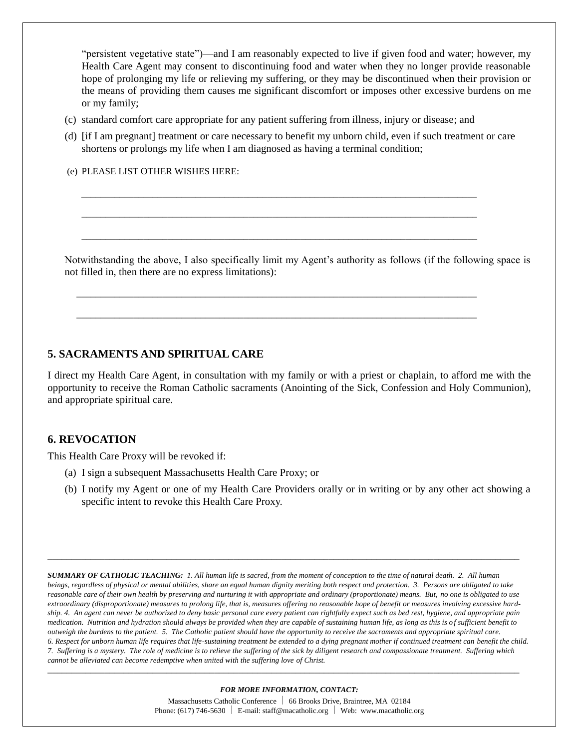"persistent vegetative state")—and I am reasonably expected to live if given food and water; however, my Health Care Agent may consent to discontinuing food and water when they no longer provide reasonable hope of prolonging my life or relieving my suffering, or they may be discontinued when their provision or the means of providing them causes me significant discomfort or imposes other excessive burdens on me or my family;

(c) standard comfort care appropriate for any patient suffering from illness, injury or disease; and

(d) [if I am pregnant] treatment or care necessary to benefit my unborn child, even if such treatment or care shortens or prolongs my life when I am diagnosed as having a terminal condition;

(e) PLEASE LIST OTHER WISHES HERE:

_______________________________________________________________________________

_______________________________________________________________________________

_______________________________________________________________________________

Notwithstanding the above, I also specifically limit my Agent's authority as follows (if the following space is not filled in, then there are no express limitations):

_______________________________________________________________________________

_______________________________________________________________________________

## 5. SACRAMENTS AND SPIRITUAL CARE

I direct my Health Care Agent, in consultation with my family or with a priest or chaplain, to afford me with the opportunity to receive the Roman Catholic sacraments (Anointing of the Sick, Confession and Holy Communion), and appropriate spiritual care.

## 6. REVOCATION

This Health Care Proxy will be revoked if:

(a) I sign a subsequent Massachusetts Health Care Proxy; or

(b) I notify my Agent or one of my Health Care Providers orally or in writing or by any other act showing a specific intent to revoke this Health Care Proxy.

---

***SUMMARY OF CATHOLIC TEACHING:*** *1. All human life is sacred, from the moment of conception to the time of natural death. 2. All human beings, regardless of physical or mental abilities, share an equal human dignity meriting both respect and protection. 3. Persons are obligated to take reasonable care of their own health by preserving and nurturing it with appropriate and ordinary (proportionate) means. But, no one is obligated to use extraordinary (disproportionate) measures to prolong life, that is, measures offering no reasonable hope of benefit or measures involving excessive hardship. 4. An agent can never be authorized to deny basic personal care every patient can rightfully expect such as bed rest, hygiene, and appropriate pain medication. Nutrition and hydration should always be provided when they are capable of sustaining human life, as long as this is of sufficient benefit to outweigh the burdens to the patient. 5. The Catholic patient should have the opportunity to receive the sacraments and appropriate spiritual care. 6. Respect for unborn human life requires that life-sustaining treatment be extended to a dying pregnant mother if continued treatment can benefit the child. 7. Suffering is a mystery. The role of medicine is to relieve the suffering of the sick by diligent research and compassionate treatment. Suffering which cannot be alleviated can become redemptive when united with the suffering love of Christ.*

---

***FOR MORE INFORMATION, CONTACT:***

Massachusetts Catholic Conference | 66 Brooks Drive, Braintree, MA 02184
Phone: (617) 746-5630 | E-mail: staff@macatholic.org | Web: www.macatholic.org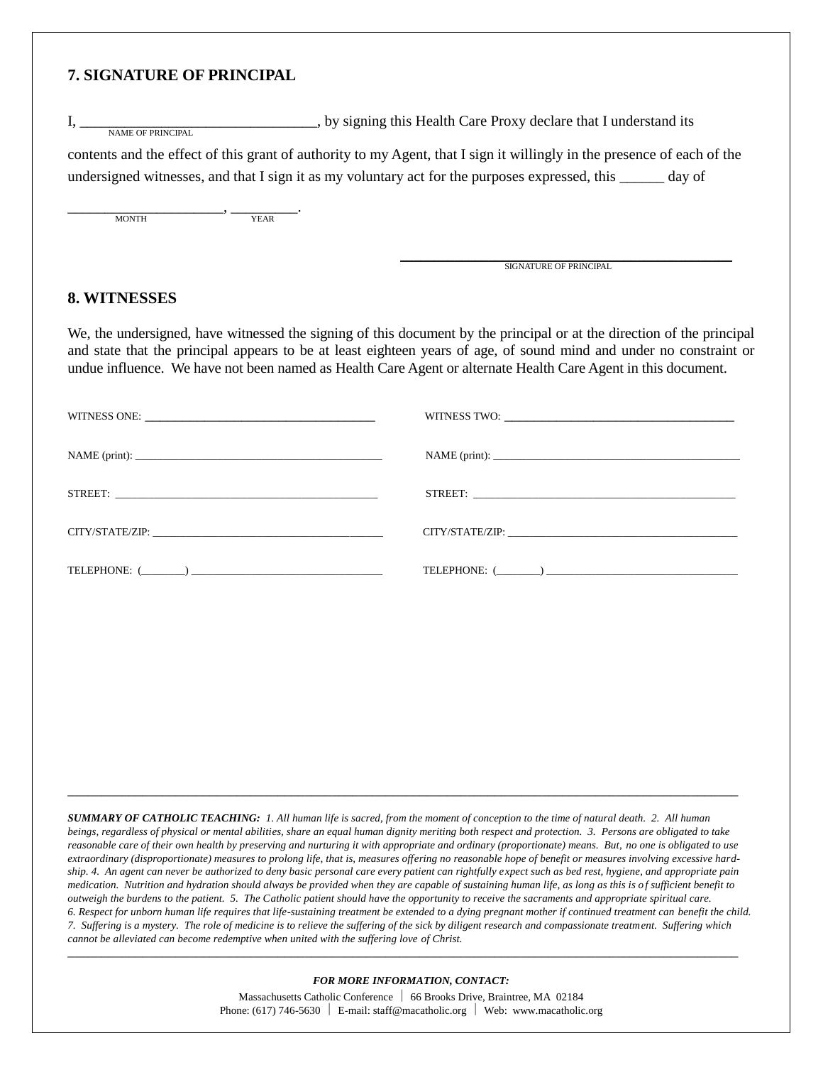## 7. SIGNATURE OF PRINCIPAL

I, ________________________________, by signing this Health Care Proxy declare that I understand its
NAME OF PRINCIPAL

contents and the effect of this grant of authority to my Agent, that I sign it willingly in the presence of each of the undersigned witnesses, and that I sign it as my voluntary act for the purposes expressed, this ______ day of

______________________, _________.
MONTH YEAR

_____________________________________________
SIGNATURE OF PRINCIPAL

## 8. WITNESSES

We, the undersigned, have witnessed the signing of this document by the principal or at the direction of the principal and state that the principal appears to be at least eighteen years of age, of sound mind and under no constraint or undue influence. We have not been named as Health Care Agent or alternate Health Care Agent in this document.

WITNESS ONE: ________________________________________

NAME (print): ______________________________________________

STREET: ________________________________________________

CITY/STATE/ZIP: ___________________________________________

TELEPHONE: (________) __________________________________

WITNESS TWO: ________________________________________

NAME (print): ______________________________________________

STREET: ________________________________________________

CITY/STATE/ZIP: ___________________________________________

TELEPHONE: (________) __________________________________

---

***SUMMARY OF CATHOLIC TEACHING:*** *1. All human life is sacred, from the moment of conception to the time of natural death. 2. All human beings, regardless of physical or mental abilities, share an equal human dignity meriting both respect and protection. 3. Persons are obligated to take reasonable care of their own health by preserving and nurturing it with appropriate and ordinary (proportionate) means. But, no one is obligated to use extraordinary (disproportionate) measures to prolong life, that is, measures offering no reasonable hope of benefit or measures involving excessive hardship. 4. An agent can never be authorized to deny basic personal care every patient can rightfully expect such as bed rest, hygiene, and appropriate pain medication. Nutrition and hydration should always be provided when they are capable of sustaining human life, as long as this is of sufficient benefit to outweigh the burdens to the patient. 5. The Catholic patient should have the opportunity to receive the sacraments and appropriate spiritual care. 6. Respect for unborn human life requires that life-sustaining treatment be extended to a dying pregnant mother if continued treatment can benefit the child. 7. Suffering is a mystery. The role of medicine is to relieve the suffering of the sick by diligent research and compassionate treatment. Suffering which cannot be alleviated can become redemptive when united with the suffering love of Christ.*

---

***FOR MORE INFORMATION, CONTACT:***

Massachusetts Catholic Conference | 66 Brooks Drive, Braintree, MA 02184
Phone: (617) 746-5630 | E-mail: staff@macatholic.org | Web: www.macatholic.org